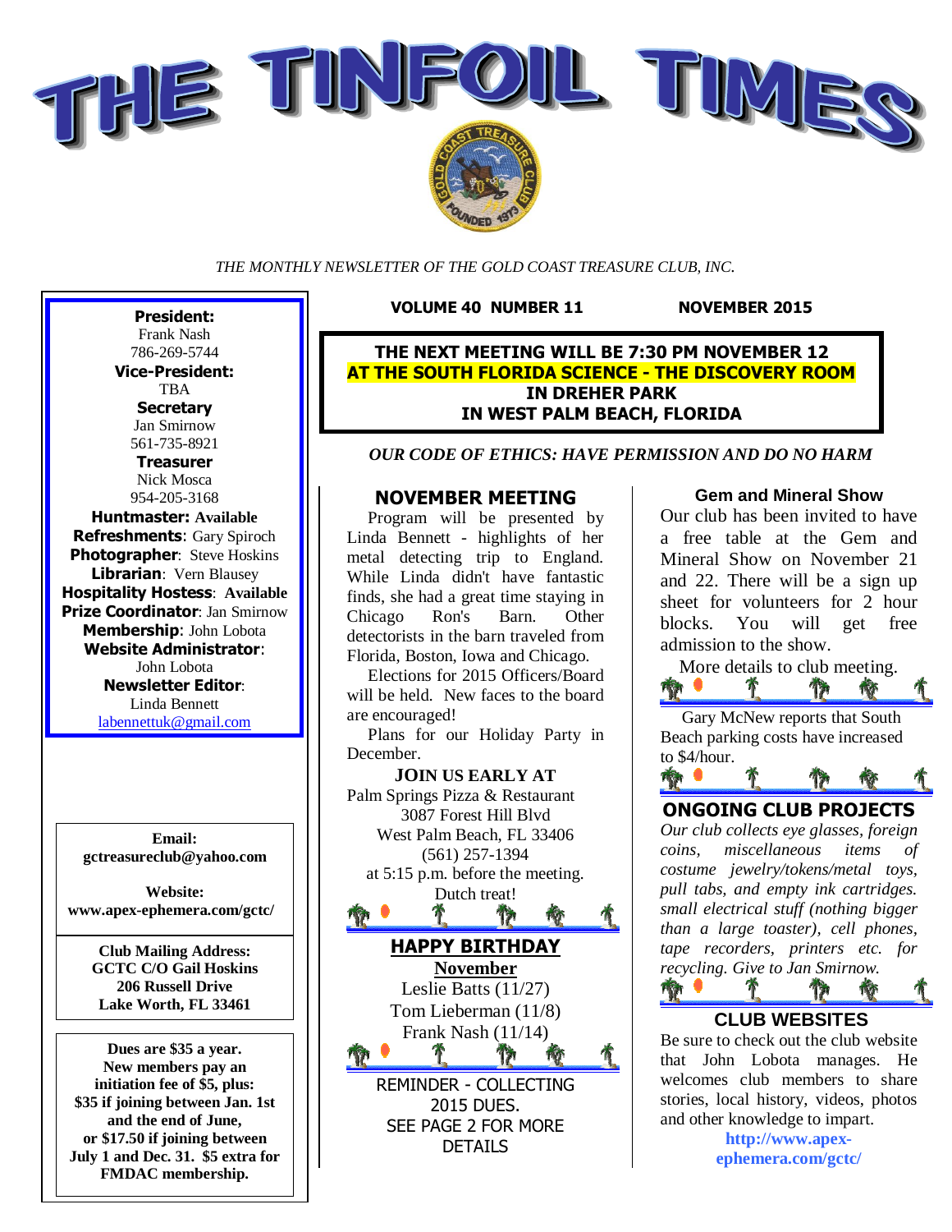# THE TINFOIL TIMES

*THE MONTHLY NEWSLETTER OF THE GOLD COAST TREASURE CLUB, INC.*

**VOLUME 40 NUMBER 11** — **NOVEMBER 2015**

**THE NEXT MEETING WILL BE 7:30 PM NOVEMBER 12**
**AT THE SOUTH FLORIDA SCIENCE - THE DISCOVERY ROOM**
**IN DREHER PARK**
**IN WEST PALM BEACH, FLORIDA**

***OUR CODE OF ETHICS: HAVE PERMISSION AND DO NO HARM***

**President:**
Frank Nash
786-269-5744

**Vice-President:**
TBA

**Secretary**
Jan Smirnow
561-735-8921

**Treasurer**
Nick Mosca
954-205-3168

**Huntmaster: Available**
**Refreshments**: Gary Spiroch
**Photographer**: Steve Hoskins
**Librarian**: Vern Blausey
**Hospitality Hostess**: Available
**Prize Coordinator**: Jan Smirnow
**Membership**: John Lobota
**Website Administrator**:
John Lobota
**Newsletter Editor**:
Linda Bennett
labennettuk@gmail.com

**Email:**
**gctreasureclub@yahoo.com**

**Website:**
**www.apex-ephemera.com/gctc/**

**Club Mailing Address:**
**GCTC C/O Gail Hoskins**
**206 Russell Drive**
**Lake Worth, FL 33461**

**Dues are $35 a year.**
**New members pay an initiation fee of $5, plus:**
**$35 if joining between Jan. 1st and the end of June,**
**or $17.50 if joining between July 1 and Dec. 31. $5 extra for FMDAC membership.**

## NOVEMBER MEETING

Program will be presented by Linda Bennett - highlights of her metal detecting trip to England. While Linda didn't have fantastic finds, she had a great time staying in Chicago Ron's Barn. Other detectorists in the barn traveled from Florida, Boston, Iowa and Chicago.

Elections for 2015 Officers/Board will be held. New faces to the board are encouraged!

Plans for our Holiday Party in December.

**JOIN US EARLY AT**
Palm Springs Pizza & Restaurant
3087 Forest Hill Blvd
West Palm Beach, FL 33406
(561) 257-1394
at 5:15 p.m. before the meeting.
Dutch treat!

## HAPPY BIRTHDAY

**November**
Leslie Batts (11/27)
Tom Lieberman (11/8)
Frank Nash (11/14)

REMINDER - COLLECTING 2015 DUES.
SEE PAGE 2 FOR MORE DETAILS

### Gem and Mineral Show

Our club has been invited to have a free table at the Gem and Mineral Show on November 21 and 22. There will be a sign up sheet for volunteers for 2 hour blocks. You will get free admission to the show.

More details to club meeting.

Gary McNew reports that South Beach parking costs have increased to $4/hour.

## ONGOING CLUB PROJECTS

*Our club collects eye glasses, foreign coins, miscellaneous items of costume jewelry/tokens/metal toys, pull tabs, and empty ink cartridges. small electrical stuff (nothing bigger than a large toaster), cell phones, tape recorders, printers etc. for recycling. Give to Jan Smirnow.*

## CLUB WEBSITES

Be sure to check out the club website that John Lobota manages. He welcomes club members to share stories, local history, videos, photos and other knowledge to impart.

**http://www.apex-ephemera.com/gctc/**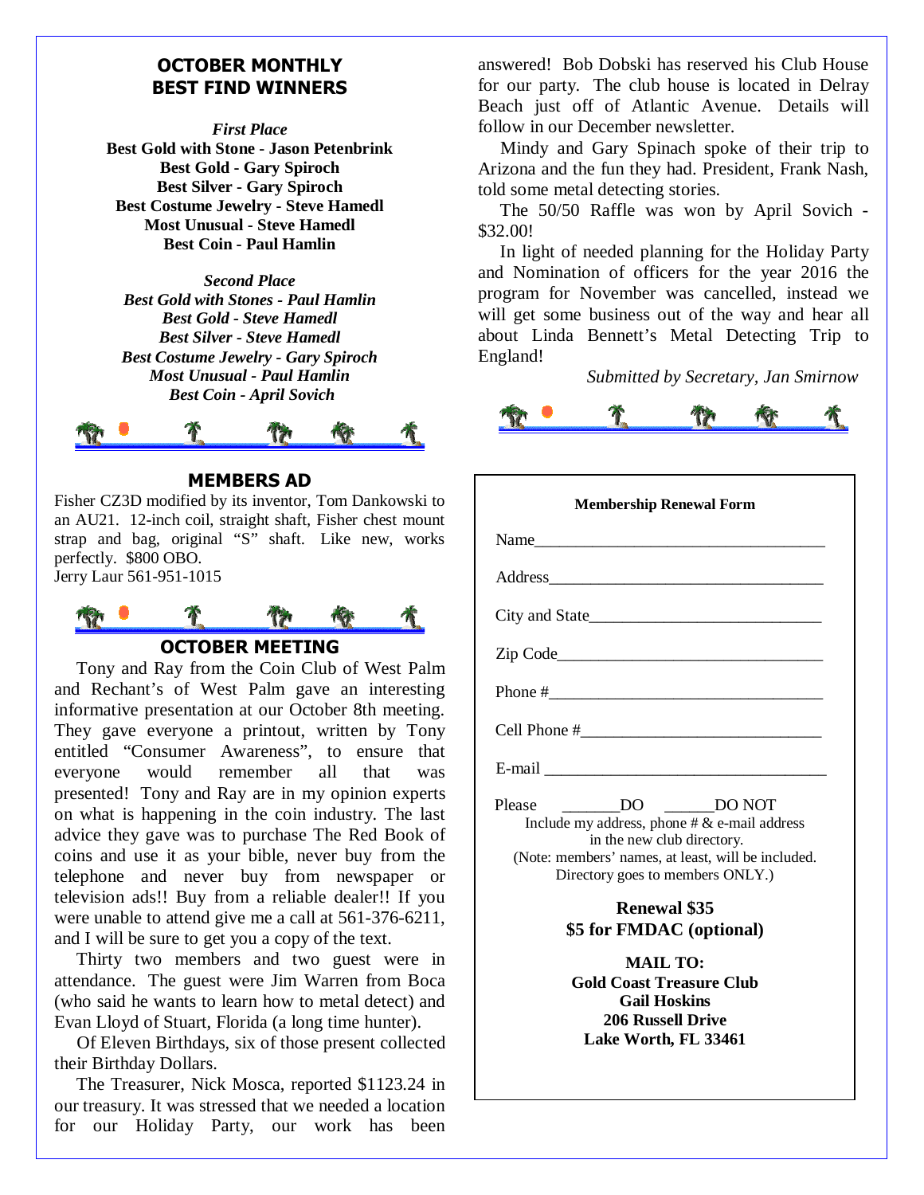## OCTOBER MONTHLY BEST FIND WINNERS

*First Place*

**Best Gold with Stone - Jason Petenbrink**
**Best Gold - Gary Spiroch**
**Best Silver - Gary Spiroch**
**Best Costume Jewelry - Steve Hamedl**
**Most Unusual - Steve Hamedl**
**Best Coin - Paul Hamlin**

*Second Place*

***Best Gold with Stones - Paul Hamlin***
***Best Gold - Steve Hamedl***
***Best Silver - Steve Hamedl***
***Best Costume Jewelry - Gary Spiroch***
***Most Unusual - Paul Hamlin***
***Best Coin - April Sovich***

## MEMBERS AD

Fisher CZ3D modified by its inventor, Tom Dankowski to an AU21. 12-inch coil, straight shaft, Fisher chest mount strap and bag, original "S" shaft. Like new, works perfectly. $800 OBO.
Jerry Laur 561-951-1015

## OCTOBER MEETING

Tony and Ray from the Coin Club of West Palm and Rechant's of West Palm gave an interesting informative presentation at our October 8th meeting. They gave everyone a printout, written by Tony entitled "Consumer Awareness", to ensure that everyone would remember all that was presented! Tony and Ray are in my opinion experts on what is happening in the coin industry. The last advice they gave was to purchase The Red Book of coins and use it as your bible, never buy from the telephone and never buy from newspaper or television ads!! Buy from a reliable dealer!! If you were unable to attend give me a call at 561-376-6211, and I will be sure to get you a copy of the text.

Thirty two members and two guest were in attendance. The guest were Jim Warren from Boca (who said he wants to learn how to metal detect) and Evan Lloyd of Stuart, Florida (a long time hunter).

Of Eleven Birthdays, six of those present collected their Birthday Dollars.

The Treasurer, Nick Mosca, reported $1123.24 in our treasury. It was stressed that we needed a location for our Holiday Party, our work has been answered! Bob Dobski has reserved his Club House for our party. The club house is located in Delray Beach just off of Atlantic Avenue. Details will follow in our December newsletter.

Mindy and Gary Spinach spoke of their trip to Arizona and the fun they had. President, Frank Nash, told some metal detecting stories.

The 50/50 Raffle was won by April Sovich - $32.00!

In light of needed planning for the Holiday Party and Nomination of officers for the year 2016 the program for November was cancelled, instead we will get some business out of the way and hear all about Linda Bennett's Metal Detecting Trip to England!

*Submitted by Secretary, Jan Smirnow*

---

**Membership Renewal Form**

Name___________________________________

Address_________________________________

City and State____________________________

Zip Code________________________________

Phone #_________________________________

Cell Phone #_____________________________

E-mail __________________________________

Please _______DO ______DO NOT
Include my address, phone # & e-mail address in the new club directory.
(Note: members' names, at least, will be included. Directory goes to members ONLY.)

**Renewal $35**
**$5 for FMDAC (optional)**

**MAIL TO:**
**Gold Coast Treasure Club**
**Gail Hoskins**
**206 Russell Drive**
**Lake Worth, FL 33461**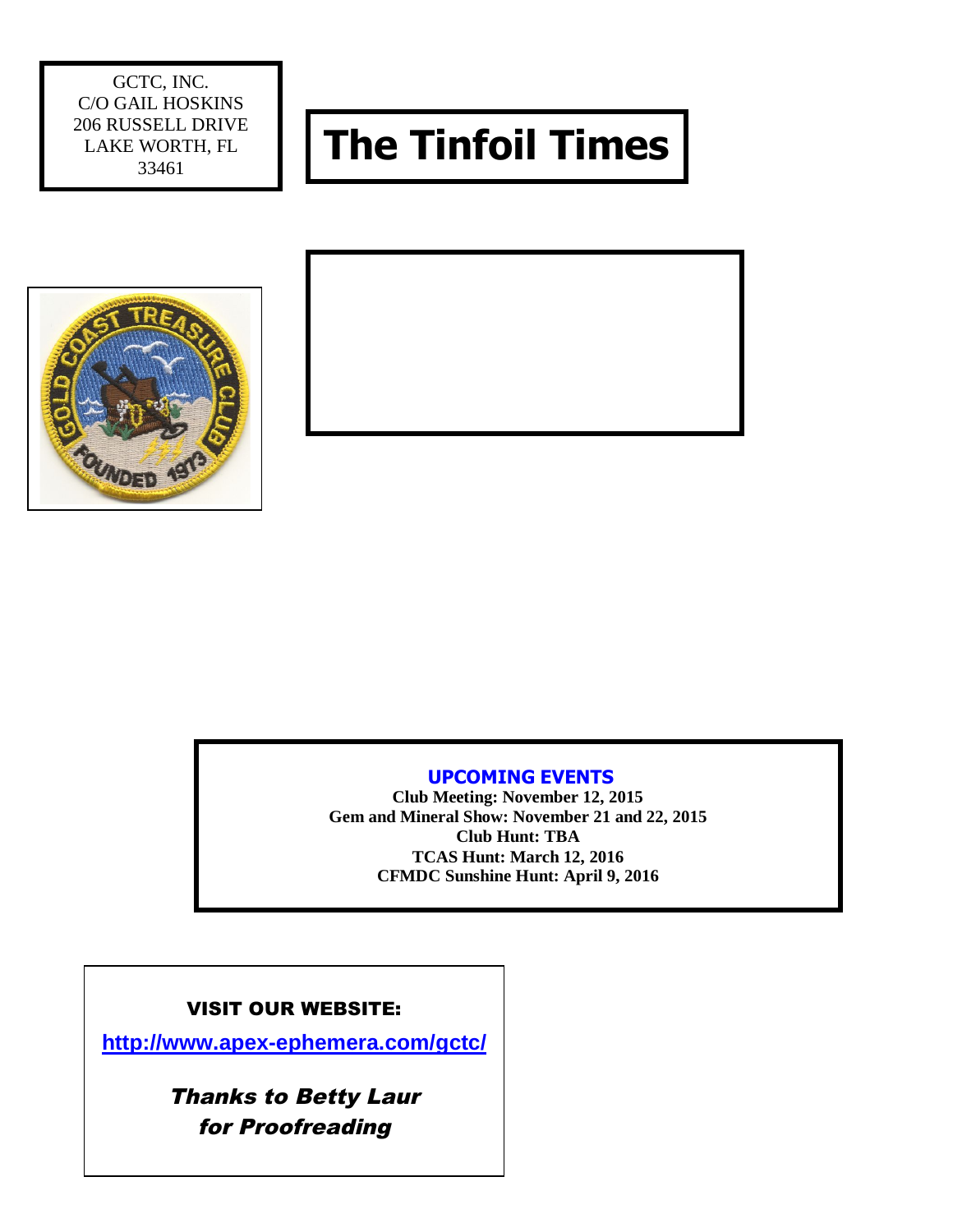GCTC, INC.
C/O GAIL HOSKINS
206 RUSSELL DRIVE
LAKE WORTH, FL
33461

# The Tinfoil Times

## UPCOMING EVENTS

**Club Meeting: November 12, 2015**
**Gem and Mineral Show: November 21 and 22, 2015**
**Club Hunt: TBA**
**TCAS Hunt: March 12, 2016**
**CFMDC Sunshine Hunt: April 9, 2016**

VISIT OUR WEBSITE:

**http://www.apex-ephemera.com/gctc/**

***Thanks to Betty Laur for Proofreading***